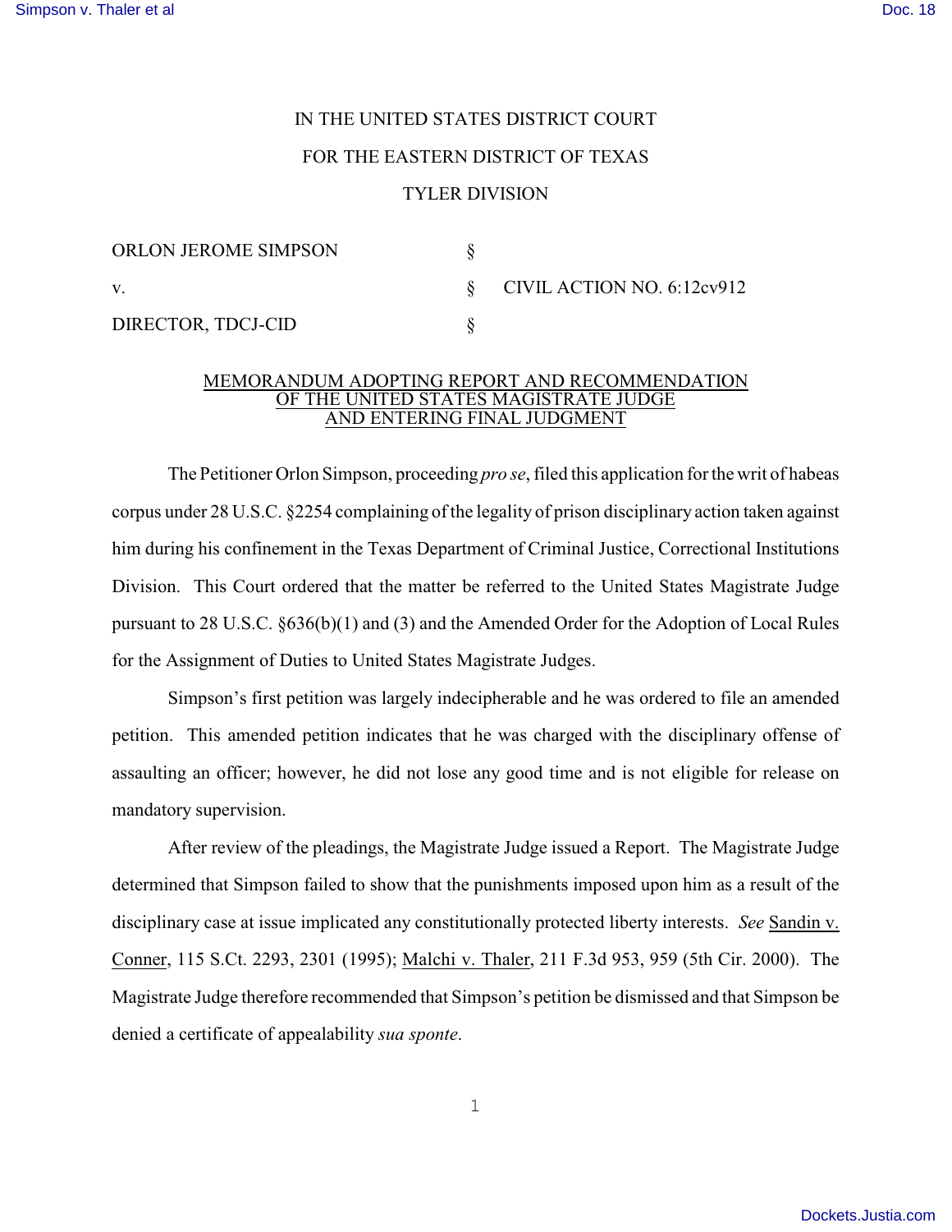IN THE UNITED STATES DISTRICT COURT

FOR THE EASTERN DISTRICT OF TEXAS

TYLER DIVISION

| | | |
|---|---|---|
| ORLON JEROME SIMPSON | § | |
| v. | § | CIVIL ACTION NO. 6:12cv912 |
| DIRECTOR, TDCJ-CID | § | |

MEMORANDUM ADOPTING REPORT AND RECOMMENDATION OF THE UNITED STATES MAGISTRATE JUDGE AND ENTERING FINAL JUDGMENT

The Petitioner Orlon Simpson, proceeding *pro se*, filed this application for the writ of habeas corpus under 28 U.S.C. §2254 complaining of the legality of prison disciplinary action taken against him during his confinement in the Texas Department of Criminal Justice, Correctional Institutions Division. This Court ordered that the matter be referred to the United States Magistrate Judge pursuant to 28 U.S.C. §636(b)(1) and (3) and the Amended Order for the Adoption of Local Rules for the Assignment of Duties to United States Magistrate Judges.

Simpson's first petition was largely indecipherable and he was ordered to file an amended petition. This amended petition indicates that he was charged with the disciplinary offense of assaulting an officer; however, he did not lose any good time and is not eligible for release on mandatory supervision.

After review of the pleadings, the Magistrate Judge issued a Report. The Magistrate Judge determined that Simpson failed to show that the punishments imposed upon him as a result of the disciplinary case at issue implicated any constitutionally protected liberty interests. *See* Sandin v. Conner, 115 S.Ct. 2293, 2301 (1995); Malchi v. Thaler, 211 F.3d 953, 959 (5th Cir. 2000). The Magistrate Judge therefore recommended that Simpson's petition be dismissed and that Simpson be denied a certificate of appealability *sua sponte*.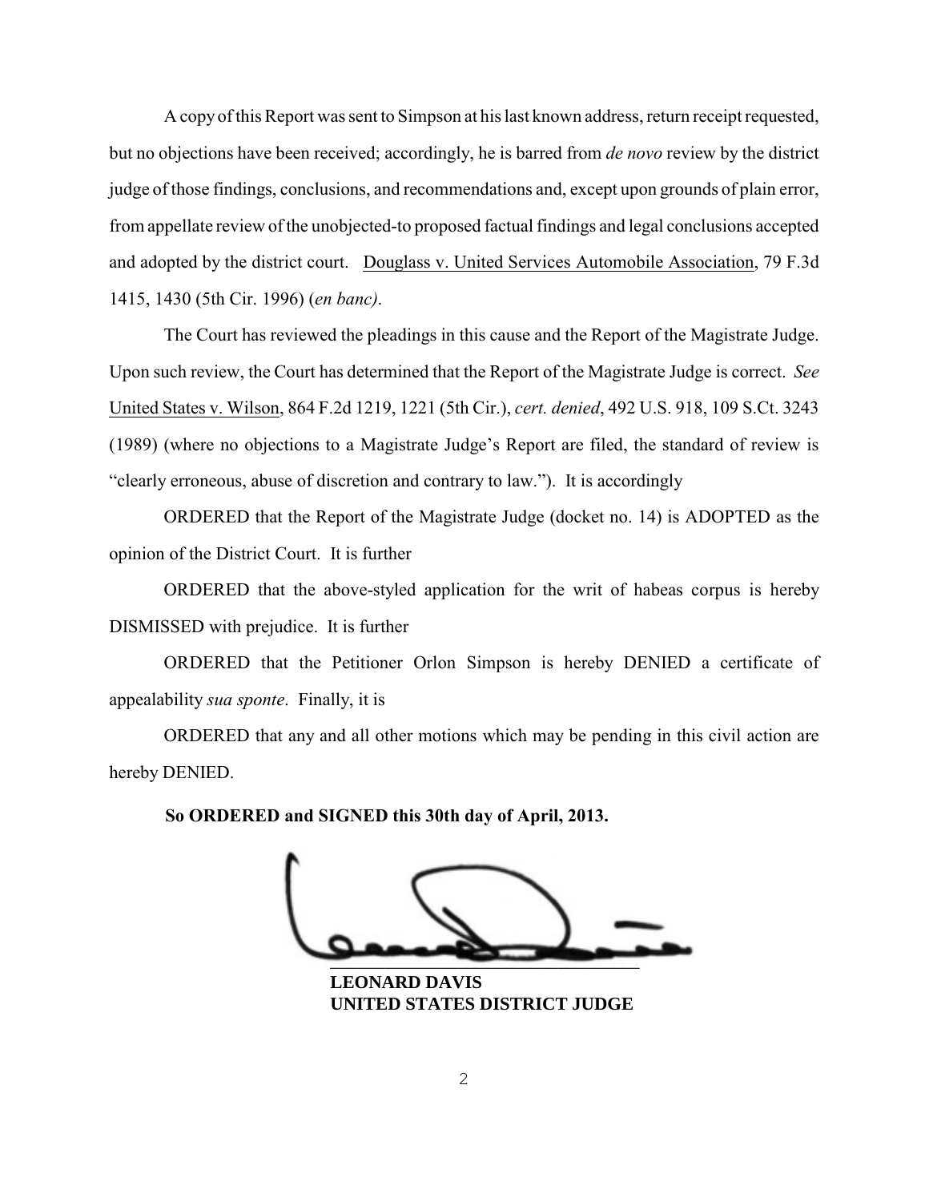A copy of this Report was sent to Simpson at his last known address, return receipt requested, but no objections have been received; accordingly, he is barred from *de novo* review by the district judge of those findings, conclusions, and recommendations and, except upon grounds of plain error, from appellate review of the unobjected-to proposed factual findings and legal conclusions accepted and adopted by the district court. Douglass v. United Services Automobile Association, 79 F.3d 1415, 1430 (5th Cir. 1996) (*en banc)*.

The Court has reviewed the pleadings in this cause and the Report of the Magistrate Judge. Upon such review, the Court has determined that the Report of the Magistrate Judge is correct. *See* United States v. Wilson, 864 F.2d 1219, 1221 (5th Cir.), *cert. denied*, 492 U.S. 918, 109 S.Ct. 3243 (1989) (where no objections to a Magistrate Judge's Report are filed, the standard of review is "clearly erroneous, abuse of discretion and contrary to law."). It is accordingly

ORDERED that the Report of the Magistrate Judge (docket no. 14) is ADOPTED as the opinion of the District Court. It is further

ORDERED that the above-styled application for the writ of habeas corpus is hereby DISMISSED with prejudice. It is further

ORDERED that the Petitioner Orlon Simpson is hereby DENIED a certificate of appealability *sua sponte*. Finally, it is

ORDERED that any and all other motions which may be pending in this civil action are hereby DENIED.

**So ORDERED and SIGNED this 30th day of April, 2013.**

**LEONARD DAVIS**
**UNITED STATES DISTRICT JUDGE**